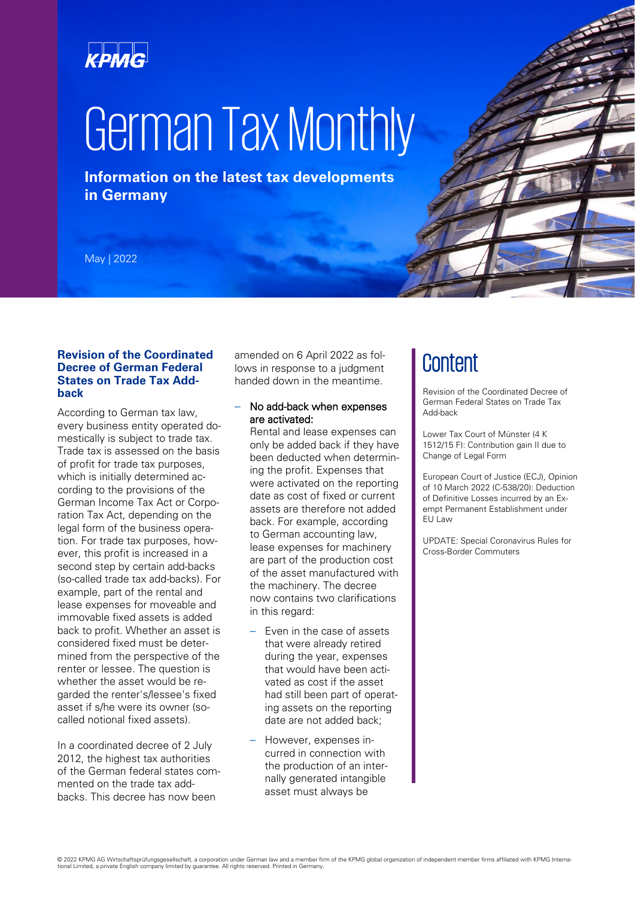# German Tax Monthly

**Information on the latest tax developments in Germany**

May | 2022

## Content

Revision of the Coordinated Decree of German Federal States on Trade Tax Add-back

Lower Tax Court of Münster (4 K 1512/15 F): Contribution gain II due to Change of Legal Form

European Court of Justice (ECJ), Opinion of 10 March 2022 (C-538/20): Deduction of Definitive Losses incurred by an Exempt Permanent Establishment under EU Law

UPDATE: Special Coronavirus Rules for Cross-Border Commuters

## Revision of the Coordinated Decree of German Federal States on Trade Tax Add-back

According to German tax law, every business entity operated domestically is subject to trade tax. Trade tax is assessed on the basis of profit for trade tax purposes, which is initially determined according to the provisions of the German Income Tax Act or Corporation Tax Act, depending on the legal form of the business operation. For trade tax purposes, however, this profit is increased in a second step by certain add-backs (so-called trade tax add-backs). For example, part of the rental and lease expenses for moveable and immovable fixed assets is added back to profit. Whether an asset is considered fixed must be determined from the perspective of the renter or lessee. The question is whether the asset would be regarded the renter's/lessee's fixed asset if s/he were its owner (so-called notional fixed assets).

In a coordinated decree of 2 July 2012, the highest tax authorities of the German federal states commented on the trade tax add-backs. This decree has now been amended on 6 April 2022 as follows in response to a judgment handed down in the meantime.

- No add-back when expenses are activated:
  Rental and lease expenses can only be added back if they have been deducted when determining the profit. Expenses that were activated on the reporting date as cost of fixed or current assets are therefore not added back. For example, according to German accounting law, lease expenses for machinery are part of the production cost of the asset manufactured with the machinery. The decree now contains two clarifications in this regard:
  - Even in the case of assets that were already retired during the year, expenses that would have been activated as cost if the asset had still been part of operating assets on the reporting date are not added back;
  - However, expenses incurred in connection with the production of an internally generated intangible asset must always be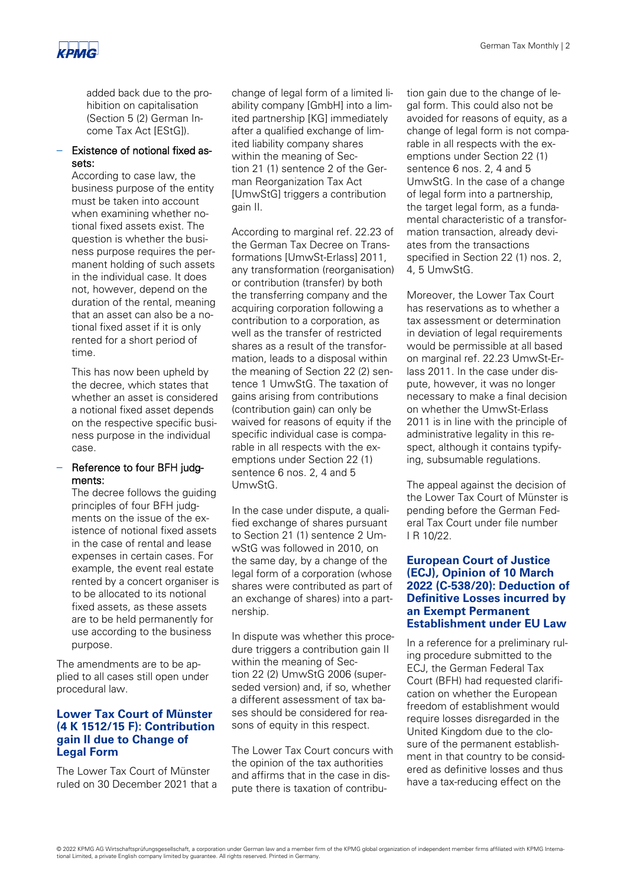added back due to the prohibition on capitalisation (Section 5 (2) German Income Tax Act [EStG]).

- Existence of notional fixed assets:
  According to case law, the business purpose of the entity must be taken into account when examining whether notional fixed assets exist. The question is whether the business purpose requires the permanent holding of such assets in the individual case. It does not, however, depend on the duration of the rental, meaning that an asset can also be a notional fixed asset if it is only rented for a short period of time.

  This has now been upheld by the decree, which states that whether an asset is considered a notional fixed asset depends on the respective specific business purpose in the individual case.

- Reference to four BFH judgments:
  The decree follows the guiding principles of four BFH judgments on the issue of the existence of notional fixed assets in the case of rental and lease expenses in certain cases. For example, the event real estate rented by a concert organiser is to be allocated to its notional fixed assets, as these assets are to be held permanently for use according to the business purpose.

The amendments are to be applied to all cases still open under procedural law.

## Lower Tax Court of Münster (4 K 1512/15 F): Contribution gain II due to Change of Legal Form

The Lower Tax Court of Münster ruled on 30 December 2021 that a change of legal form of a limited liability company [GmbH] into a limited partnership [KG] immediately after a qualified exchange of limited liability company shares within the meaning of Section 21 (1) sentence 2 of the German Reorganization Tax Act [UmwStG] triggers a contribution gain II.

According to marginal ref. 22.23 of the German Tax Decree on Transformations [UmwSt-Erlass] 2011, any transformation (reorganisation) or contribution (transfer) by both the transferring company and the acquiring corporation following a contribution to a corporation, as well as the transfer of restricted shares as a result of the transformation, leads to a disposal within the meaning of Section 22 (2) sentence 1 UmwStG. The taxation of gains arising from contributions (contribution gain) can only be waived for reasons of equity if the specific individual case is comparable in all respects with the exemptions under Section 22 (1) sentence 6 nos. 2, 4 and 5 UmwStG.

In the case under dispute, a qualified exchange of shares pursuant to Section 21 (1) sentence 2 UmwStG was followed in 2010, on the same day, by a change of the legal form of a corporation (whose shares were contributed as part of an exchange of shares) into a partnership.

In dispute was whether this procedure triggers a contribution gain II within the meaning of Section 22 (2) UmwStG 2006 (superseded version) and, if so, whether a different assessment of tax bases should be considered for reasons of equity in this respect.

The Lower Tax Court concurs with the opinion of the tax authorities and affirms that in the case in dispute there is taxation of contribution gain due to the change of legal form. This could also not be avoided for reasons of equity, as a change of legal form is not comparable in all respects with the exemptions under Section 22 (1) sentence 6 nos. 2, 4 and 5 UmwStG. In the case of a change of legal form into a partnership, the target legal form, as a fundamental characteristic of a transformation transaction, already deviates from the transactions specified in Section 22 (1) nos. 2, 4, 5 UmwStG.

Moreover, the Lower Tax Court has reservations as to whether a tax assessment or determination in deviation of legal requirements would be permissible at all based on marginal ref. 22.23 UmwSt-Erlass 2011. In the case under dispute, however, it was no longer necessary to make a final decision on whether the UmwSt-Erlass 2011 is in line with the principle of administrative legality in this respect, although it contains typifying, subsumable regulations.

The appeal against the decision of the Lower Tax Court of Münster is pending before the German Federal Tax Court under file number I R 10/22.

## European Court of Justice (ECJ), Opinion of 10 March 2022 (C-538/20): Deduction of Definitive Losses incurred by an Exempt Permanent Establishment under EU Law

In a reference for a preliminary ruling procedure submitted to the ECJ, the German Federal Tax Court (BFH) had requested clarification on whether the European freedom of establishment would require losses disregarded in the United Kingdom due to the closure of the permanent establishment in that country to be considered as definitive losses and thus have a tax-reducing effect on the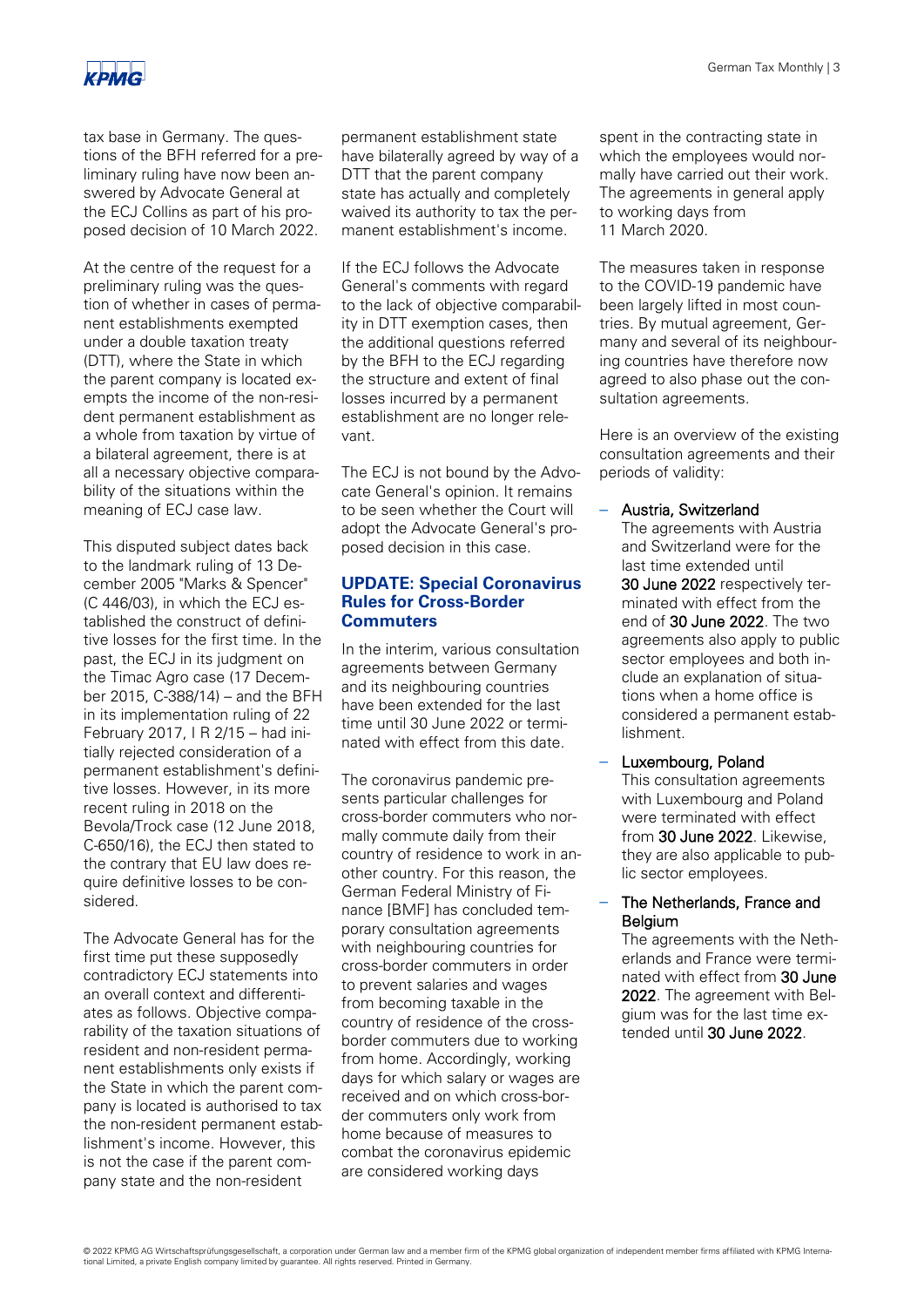tax base in Germany. The questions of the BFH referred for a preliminary ruling have now been answered by Advocate General at the ECJ Collins as part of his proposed decision of 10 March 2022.

At the centre of the request for a preliminary ruling was the question of whether in cases of permanent establishments exempted under a double taxation treaty (DTT), where the State in which the parent company is located exempts the income of the non-resident permanent establishment as a whole from taxation by virtue of a bilateral agreement, there is at all a necessary objective comparability of the situations within the meaning of ECJ case law.

This disputed subject dates back to the landmark ruling of 13 December 2005 "Marks & Spencer" (C 446/03), in which the ECJ established the construct of definitive losses for the first time. In the past, the ECJ in its judgment on the Timac Agro case (17 December 2015, C-388/14) – and the BFH in its implementation ruling of 22 February 2017, I R 2/15 – had initially rejected consideration of a permanent establishment's definitive losses. However, in its more recent ruling in 2018 on the Bevola/Trock case (12 June 2018, C-650/16), the ECJ then stated to the contrary that EU law does require definitive losses to be considered.

The Advocate General has for the first time put these supposedly contradictory ECJ statements into an overall context and differentiates as follows. Objective comparability of the taxation situations of resident and non-resident permanent establishments only exists if the State in which the parent company is located is authorised to tax the non-resident permanent establishment's income. However, this is not the case if the parent company state and the non-resident permanent establishment state have bilaterally agreed by way of a DTT that the parent company state has actually and completely waived its authority to tax the permanent establishment's income.

If the ECJ follows the Advocate General's comments with regard to the lack of objective comparability in DTT exemption cases, then the additional questions referred by the BFH to the ECJ regarding the structure and extent of final losses incurred by a permanent establishment are no longer relevant.

The ECJ is not bound by the Advocate General's opinion. It remains to be seen whether the Court will adopt the Advocate General's proposed decision in this case.

## UPDATE: Special Coronavirus Rules for Cross-Border Commuters

In the interim, various consultation agreements between Germany and its neighbouring countries have been extended for the last time until 30 June 2022 or terminated with effect from this date.

The coronavirus pandemic presents particular challenges for cross-border commuters who normally commute daily from their country of residence to work in another country. For this reason, the German Federal Ministry of Finance [BMF] has concluded temporary consultation agreements with neighbouring countries for cross-border commuters in order to prevent salaries and wages from becoming taxable in the country of residence of the cross-border commuters due to working from home. Accordingly, working days for which salary or wages are received and on which cross-border commuters only work from home because of measures to combat the coronavirus epidemic are considered working days spent in the contracting state in which the employees would normally have carried out their work. The agreements in general apply to working days from 11 March 2020.

The measures taken in response to the COVID-19 pandemic have been largely lifted in most countries. By mutual agreement, Germany and several of its neighbouring countries have therefore now agreed to also phase out the consultation agreements.

Here is an overview of the existing consultation agreements and their periods of validity:

- Austria, Switzerland
  The agreements with Austria and Switzerland were for the last time extended until **30 June 2022** respectively terminated with effect from the end of **30 June 2022**. The two agreements also apply to public sector employees and both include an explanation of situations when a home office is considered a permanent establishment.
- Luxembourg, Poland
  This consultation agreements with Luxembourg and Poland were terminated with effect from **30 June 2022**. Likewise, they are also applicable to public sector employees.
- The Netherlands, France and Belgium
  The agreements with the Netherlands and France were terminated with effect from **30 June 2022**. The agreement with Belgium was for the last time extended until **30 June 2022**.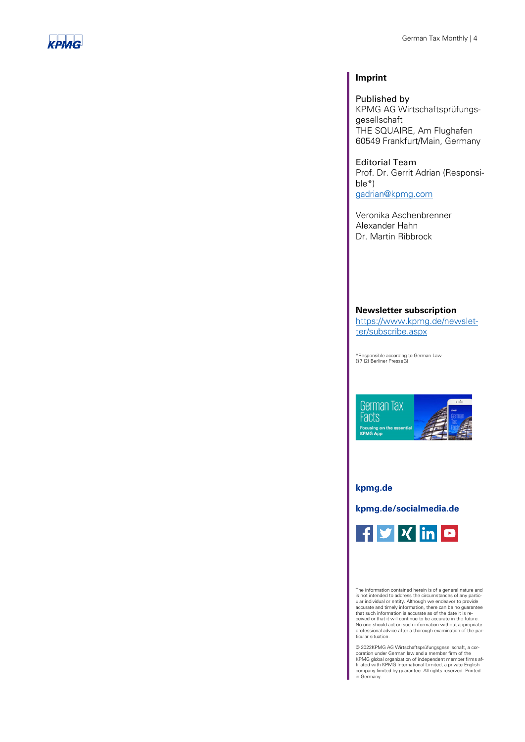## Imprint

Published by
KPMG AG Wirtschaftsprüfungs-gesellschaft
THE SQUAIRE, Am Flughafen
60549 Frankfurt/Main, Germany

Editorial Team
Prof. Dr. Gerrit Adrian (Responsible*)
gadrian@kpmg.com

Veronika Aschenbrenner
Alexander Hahn
Dr. Martin Ribbrock

**Newsletter subscription**
https://www.kpmg.de/newsletter/subscribe.aspx

*Responsible according to German Law (§7 (2) Berliner PresseG)

German Tax Facts
Focusing on the essential
KPMG App

**kpmg.de**

**kpmg.de/socialmedia.de**

The information contained herein is of a general nature and is not intended to address the circumstances of any particular individual or entity. Although we endeavor to provide accurate and timely information, there can be no guarantee that such information is accurate as of the date it is received or that it will continue to be accurate in the future. No one should act on such information without appropriate professional advice after a thorough examination of the particular situation.

© 2022KPMG AG Wirtschaftsprüfungsgesellschaft, a corporation under German law and a member firm of the KPMG global organization of independent member firms affiliated with KPMG International Limited, a private English company limited by guarantee. All rights reserved. Printed in Germany.